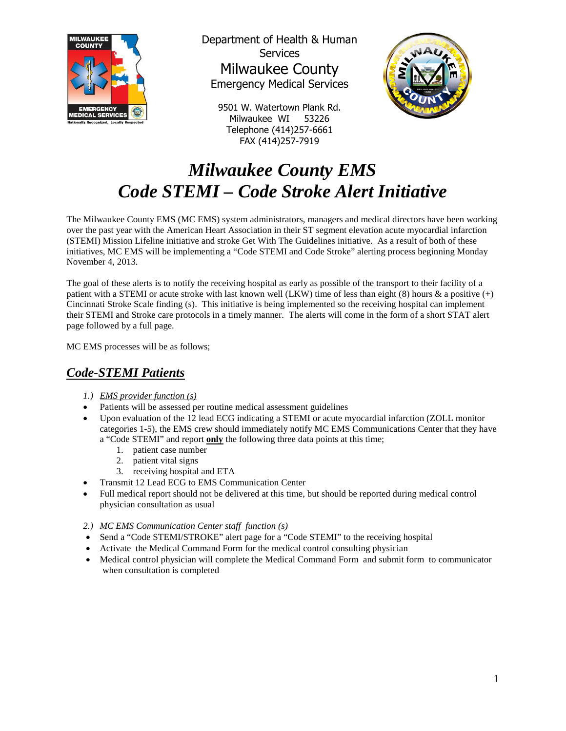Department of Health & Human Services
Milwaukee County
Emergency Medical Services

9501 W. Watertown Plank Rd.
Milwaukee WI 53226
Telephone (414)257-6661
FAX (414)257-7919

# *Milwaukee County EMS*
# *Code STEMI – Code Stroke Alert Initiative*

The Milwaukee County EMS (MC EMS) system administrators, managers and medical directors have been working over the past year with the American Heart Association in their ST segment elevation acute myocardial infarction (STEMI) Mission Lifeline initiative and stroke Get With The Guidelines initiative. As a result of both of these initiatives, MC EMS will be implementing a "Code STEMI and Code Stroke" alerting process beginning Monday November 4, 2013.

The goal of these alerts is to notify the receiving hospital as early as possible of the transport to their facility of a patient with a STEMI or acute stroke with last known well (LKW) time of less than eight (8) hours & a positive (+) Cincinnati Stroke Scale finding (s). This initiative is being implemented so the receiving hospital can implement their STEMI and Stroke care protocols in a timely manner. The alerts will come in the form of a short STAT alert page followed by a full page.

MC EMS processes will be as follows;

## ***Code-STEMI Patients***

*1.) EMS provider function (s)*

- Patients will be assessed per routine medical assessment guidelines
- Upon evaluation of the 12 lead ECG indicating a STEMI or acute myocardial infarction (ZOLL monitor categories 1-5), the EMS crew should immediately notify MC EMS Communications Center that they have a "Code STEMI" and report **only** the following three data points at this time;
  1. patient case number
  2. patient vital signs
  3. receiving hospital and ETA
- Transmit 12 Lead ECG to EMS Communication Center
- Full medical report should not be delivered at this time, but should be reported during medical control physician consultation as usual

*2.) MC EMS Communication Center staff function (s)*

- Send a "Code STEMI/STROKE" alert page for a "Code STEMI" to the receiving hospital
- Activate the Medical Command Form for the medical control consulting physician
- Medical control physician will complete the Medical Command Form and submit form to communicator when consultation is completed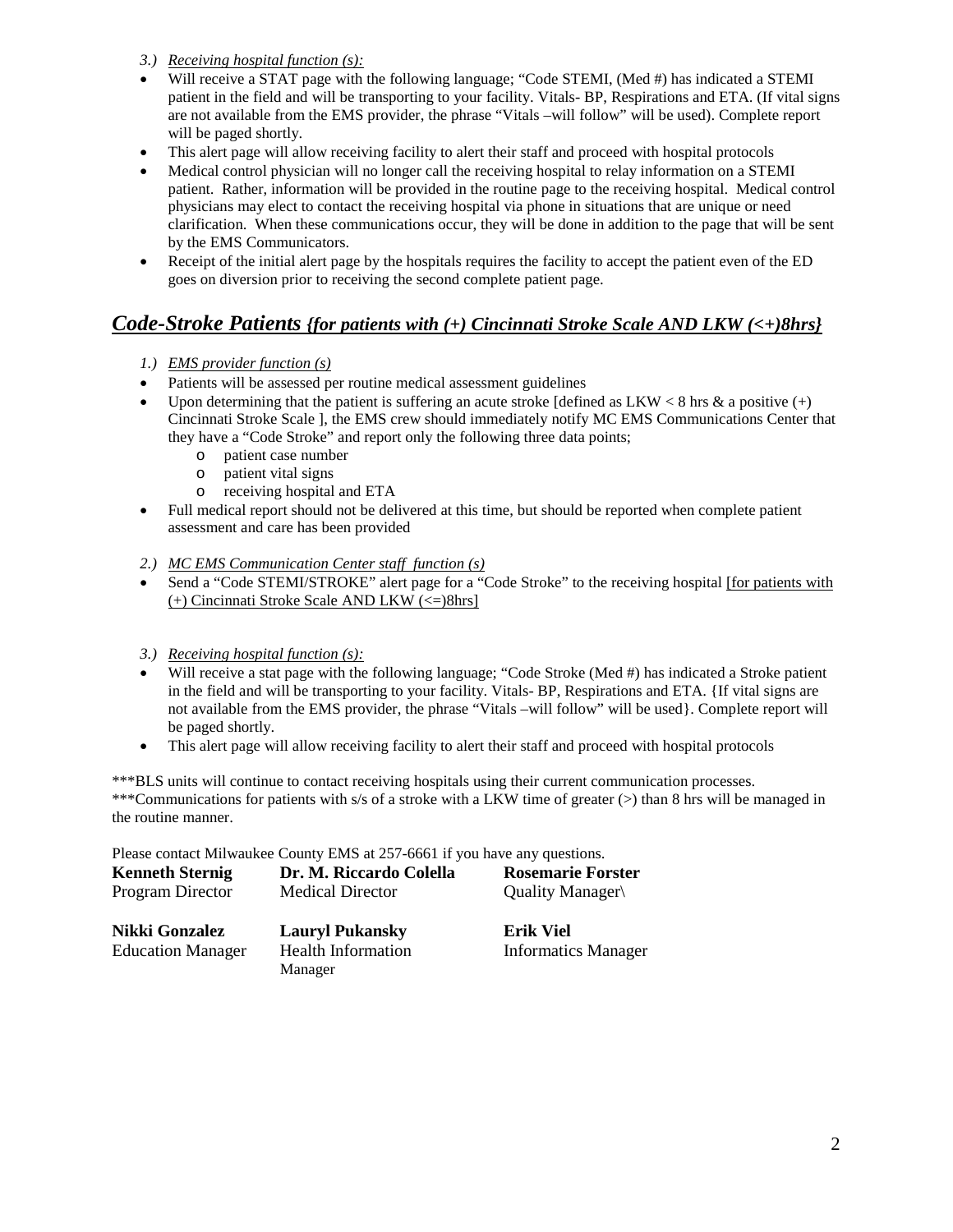*3.) Receiving hospital function (s):*

- Will receive a STAT page with the following language; "Code STEMI, (Med #) has indicated a STEMI patient in the field and will be transporting to your facility. Vitals- BP, Respirations and ETA. (If vital signs are not available from the EMS provider, the phrase "Vitals –will follow" will be used). Complete report will be paged shortly.
- This alert page will allow receiving facility to alert their staff and proceed with hospital protocols
- Medical control physician will no longer call the receiving hospital to relay information on a STEMI patient. Rather, information will be provided in the routine page to the receiving hospital. Medical control physicians may elect to contact the receiving hospital via phone in situations that are unique or need clarification. When these communications occur, they will be done in addition to the page that will be sent by the EMS Communicators.
- Receipt of the initial alert page by the hospitals requires the facility to accept the patient even of the ED goes on diversion prior to receiving the second complete patient page.

## *Code-Stroke Patients {for patients with (+) Cincinnati Stroke Scale AND LKW (<+)8hrs}*

*1.) EMS provider function (s)*

- Patients will be assessed per routine medical assessment guidelines
- Upon determining that the patient is suffering an acute stroke [defined as LKW < 8 hrs & a positive (+) Cincinnati Stroke Scale ], the EMS crew should immediately notify MC EMS Communications Center that they have a "Code Stroke" and report only the following three data points;
  - patient case number
  - patient vital signs
  - receiving hospital and ETA
- Full medical report should not be delivered at this time, but should be reported when complete patient assessment and care has been provided

*2.) MC EMS Communication Center staff function (s)*

- Send a "Code STEMI/STROKE" alert page for a "Code Stroke" to the receiving hospital [for patients with (+) Cincinnati Stroke Scale AND LKW (<=)8hrs]

*3.) Receiving hospital function (s):*

- Will receive a stat page with the following language; "Code Stroke (Med #) has indicated a Stroke patient in the field and will be transporting to your facility. Vitals- BP, Respirations and ETA. {If vital signs are not available from the EMS provider, the phrase "Vitals –will follow" will be used}. Complete report will be paged shortly.
- This alert page will allow receiving facility to alert their staff and proceed with hospital protocols

***BLS units will continue to contact receiving hospitals using their current communication processes.
***Communications for patients with s/s of a stroke with a LKW time of greater (>) than 8 hrs will be managed in the routine manner.

Please contact Milwaukee County EMS at 257-6661 if you have any questions.

| | | |
|---|---|---|
| **Kenneth Sternig**<br>Program Director | **Dr. M. Riccardo Colella**<br>Medical Director | **Rosemarie Forster**<br>Quality Manager\ |
| **Nikki Gonzalez**<br>Education Manager | **Lauryl Pukansky**<br>Health Information Manager | **Erik Viel**<br>Informatics Manager |